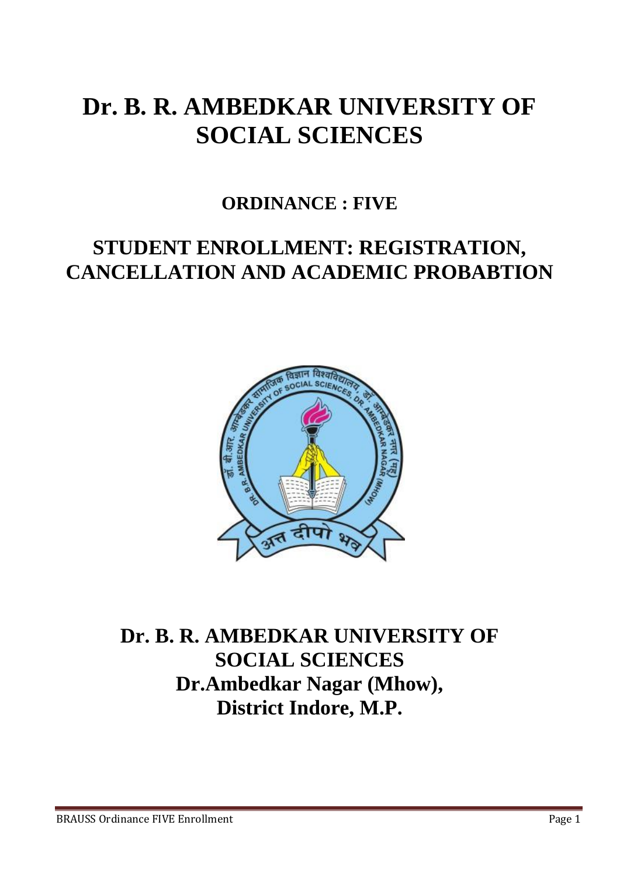# Dr. B. R. AMBEDKAR UNIVERSITY OF SOCIAL SCIENCES

## ORDINANCE : FIVE

## STUDENT ENROLLMENT: REGISTRATION, CANCELLATION AND ACADEMIC PROBABTION

**Dr. B. R. AMBEDKAR UNIVERSITY OF SOCIAL SCIENCES**
**Dr.Ambedkar Nagar (Mhow),**
**District Indore, M.P.**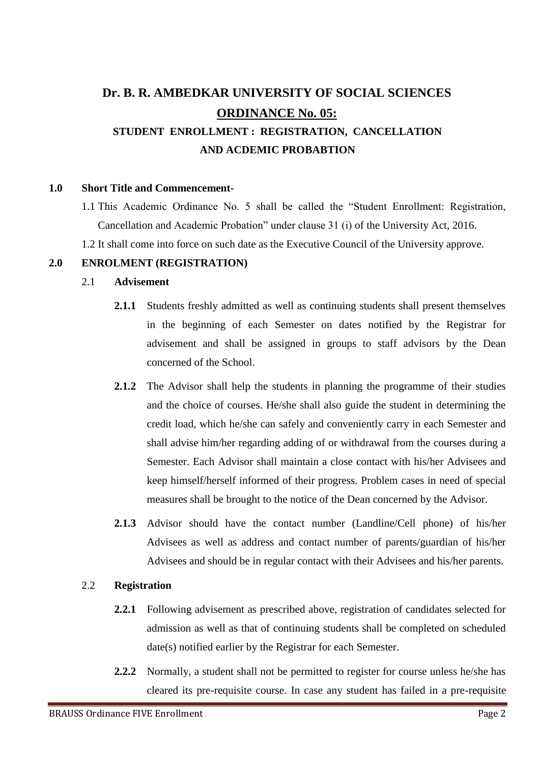# Dr. B. R. AMBEDKAR UNIVERSITY OF SOCIAL SCIENCES

## ORDINANCE No. 05:

### STUDENT ENROLLMENT : REGISTRATION, CANCELLATION AND ACDEMIC PROBABTION

**1.0 Short Title and Commencement-**

1.1 This Academic Ordinance No. 5 shall be called the "Student Enrollment: Registration, Cancellation and Academic Probation" under clause 31 (i) of the University Act, 2016.

1.2 It shall come into force on such date as the Executive Council of the University approve.

**2.0 ENROLMENT (REGISTRATION)**

2.1 **Advisement**

**2.1.1** Students freshly admitted as well as continuing students shall present themselves in the beginning of each Semester on dates notified by the Registrar for advisement and shall be assigned in groups to staff advisors by the Dean concerned of the School.

**2.1.2** The Advisor shall help the students in planning the programme of their studies and the choice of courses. He/she shall also guide the student in determining the credit load, which he/she can safely and conveniently carry in each Semester and shall advise him/her regarding adding of or withdrawal from the courses during a Semester. Each Advisor shall maintain a close contact with his/her Advisees and keep himself/herself informed of their progress. Problem cases in need of special measures shall be brought to the notice of the Dean concerned by the Advisor.

**2.1.3** Advisor should have the contact number (Landline/Cell phone) of his/her Advisees as well as address and contact number of parents/guardian of his/her Advisees and should be in regular contact with their Advisees and his/her parents.

2.2 **Registration**

**2.2.1** Following advisement as prescribed above, registration of candidates selected for admission as well as that of continuing students shall be completed on scheduled date(s) notified earlier by the Registrar for each Semester.

**2.2.2** Normally, a student shall not be permitted to register for course unless he/she has cleared its pre-requisite course. In case any student has failed in a pre-requisite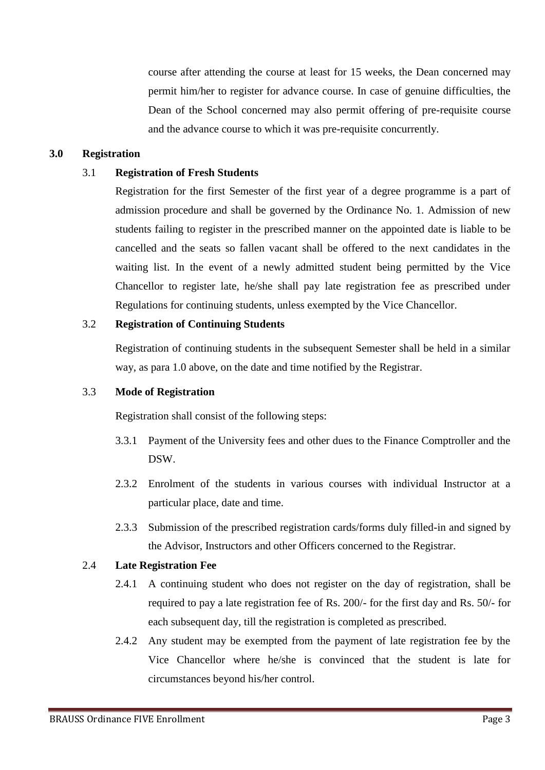course after attending the course at least for 15 weeks, the Dean concerned may permit him/her to register for advance course. In case of genuine difficulties, the Dean of the School concerned may also permit offering of pre-requisite course and the advance course to which it was pre-requisite concurrently.

## 3.0 Registration

### 3.1 Registration of Fresh Students

Registration for the first Semester of the first year of a degree programme is a part of admission procedure and shall be governed by the Ordinance No. 1. Admission of new students failing to register in the prescribed manner on the appointed date is liable to be cancelled and the seats so fallen vacant shall be offered to the next candidates in the waiting list. In the event of a newly admitted student being permitted by the Vice Chancellor to register late, he/she shall pay late registration fee as prescribed under Regulations for continuing students, unless exempted by the Vice Chancellor.

### 3.2 Registration of Continuing Students

Registration of continuing students in the subsequent Semester shall be held in a similar way, as para 1.0 above, on the date and time notified by the Registrar.

### 3.3 Mode of Registration

Registration shall consist of the following steps:

3.3.1 Payment of the University fees and other dues to the Finance Comptroller and the DSW.

2.3.2 Enrolment of the students in various courses with individual Instructor at a particular place, date and time.

2.3.3 Submission of the prescribed registration cards/forms duly filled-in and signed by the Advisor, Instructors and other Officers concerned to the Registrar.

### 2.4 Late Registration Fee

2.4.1 A continuing student who does not register on the day of registration, shall be required to pay a late registration fee of Rs. 200/- for the first day and Rs. 50/- for each subsequent day, till the registration is completed as prescribed.

2.4.2 Any student may be exempted from the payment of late registration fee by the Vice Chancellor where he/she is convinced that the student is late for circumstances beyond his/her control.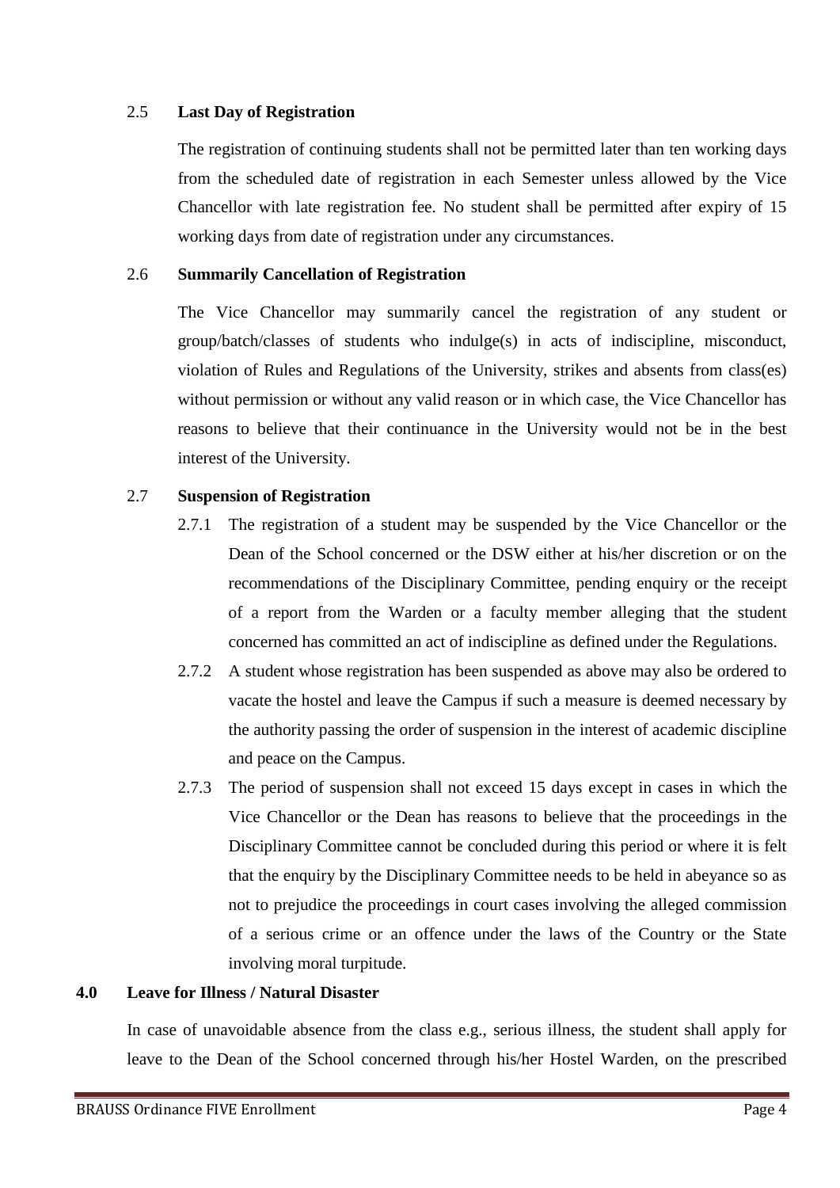### 2.5 Last Day of Registration

The registration of continuing students shall not be permitted later than ten working days from the scheduled date of registration in each Semester unless allowed by the Vice Chancellor with late registration fee. No student shall be permitted after expiry of 15 working days from date of registration under any circumstances.

### 2.6 Summarily Cancellation of Registration

The Vice Chancellor may summarily cancel the registration of any student or group/batch/classes of students who indulge(s) in acts of indiscipline, misconduct, violation of Rules and Regulations of the University, strikes and absents from class(es) without permission or without any valid reason or in which case, the Vice Chancellor has reasons to believe that their continuance in the University would not be in the best interest of the University.

### 2.7 Suspension of Registration

2.7.1 The registration of a student may be suspended by the Vice Chancellor or the Dean of the School concerned or the DSW either at his/her discretion or on the recommendations of the Disciplinary Committee, pending enquiry or the receipt of a report from the Warden or a faculty member alleging that the student concerned has committed an act of indiscipline as defined under the Regulations.

2.7.2 A student whose registration has been suspended as above may also be ordered to vacate the hostel and leave the Campus if such a measure is deemed necessary by the authority passing the order of suspension in the interest of academic discipline and peace on the Campus.

2.7.3 The period of suspension shall not exceed 15 days except in cases in which the Vice Chancellor or the Dean has reasons to believe that the proceedings in the Disciplinary Committee cannot be concluded during this period or where it is felt that the enquiry by the Disciplinary Committee needs to be held in abeyance so as not to prejudice the proceedings in court cases involving the alleged commission of a serious crime or an offence under the laws of the Country or the State involving moral turpitude.

## 4.0 Leave for Illness / Natural Disaster

In case of unavoidable absence from the class e.g., serious illness, the student shall apply for leave to the Dean of the School concerned through his/her Hostel Warden, on the prescribed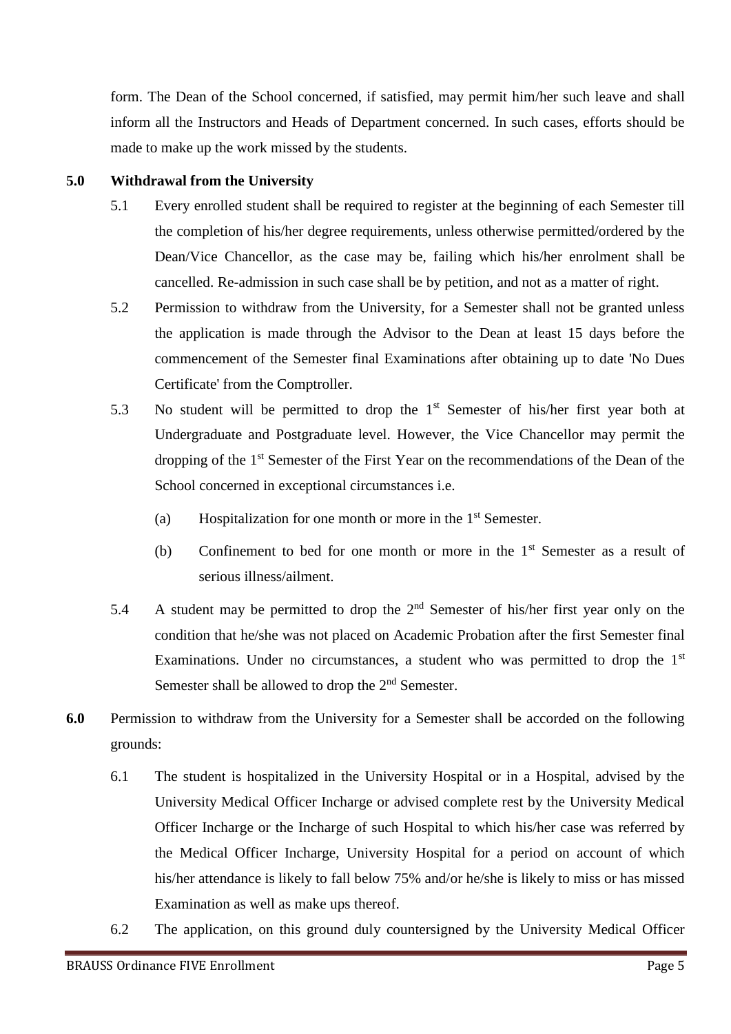form. The Dean of the School concerned, if satisfied, may permit him/her such leave and shall inform all the Instructors and Heads of Department concerned. In such cases, efforts should be made to make up the work missed by the students.

**5.0 Withdrawal from the University**

5.1 Every enrolled student shall be required to register at the beginning of each Semester till the completion of his/her degree requirements, unless otherwise permitted/ordered by the Dean/Vice Chancellor, as the case may be, failing which his/her enrolment shall be cancelled. Re-admission in such case shall be by petition, and not as a matter of right.

5.2 Permission to withdraw from the University, for a Semester shall not be granted unless the application is made through the Advisor to the Dean at least 15 days before the commencement of the Semester final Examinations after obtaining up to date 'No Dues Certificate' from the Comptroller.

5.3 No student will be permitted to drop the 1st Semester of his/her first year both at Undergraduate and Postgraduate level. However, the Vice Chancellor may permit the dropping of the 1st Semester of the First Year on the recommendations of the Dean of the School concerned in exceptional circumstances i.e.

(a) Hospitalization for one month or more in the 1st Semester.

(b) Confinement to bed for one month or more in the 1st Semester as a result of serious illness/ailment.

5.4 A student may be permitted to drop the 2nd Semester of his/her first year only on the condition that he/she was not placed on Academic Probation after the first Semester final Examinations. Under no circumstances, a student who was permitted to drop the 1st Semester shall be allowed to drop the 2nd Semester.

**6.0** Permission to withdraw from the University for a Semester shall be accorded on the following grounds:

6.1 The student is hospitalized in the University Hospital or in a Hospital, advised by the University Medical Officer Incharge or advised complete rest by the University Medical Officer Incharge or the Incharge of such Hospital to which his/her case was referred by the Medical Officer Incharge, University Hospital for a period on account of which his/her attendance is likely to fall below 75% and/or he/she is likely to miss or has missed Examination as well as make ups thereof.

6.2 The application, on this ground duly countersigned by the University Medical Officer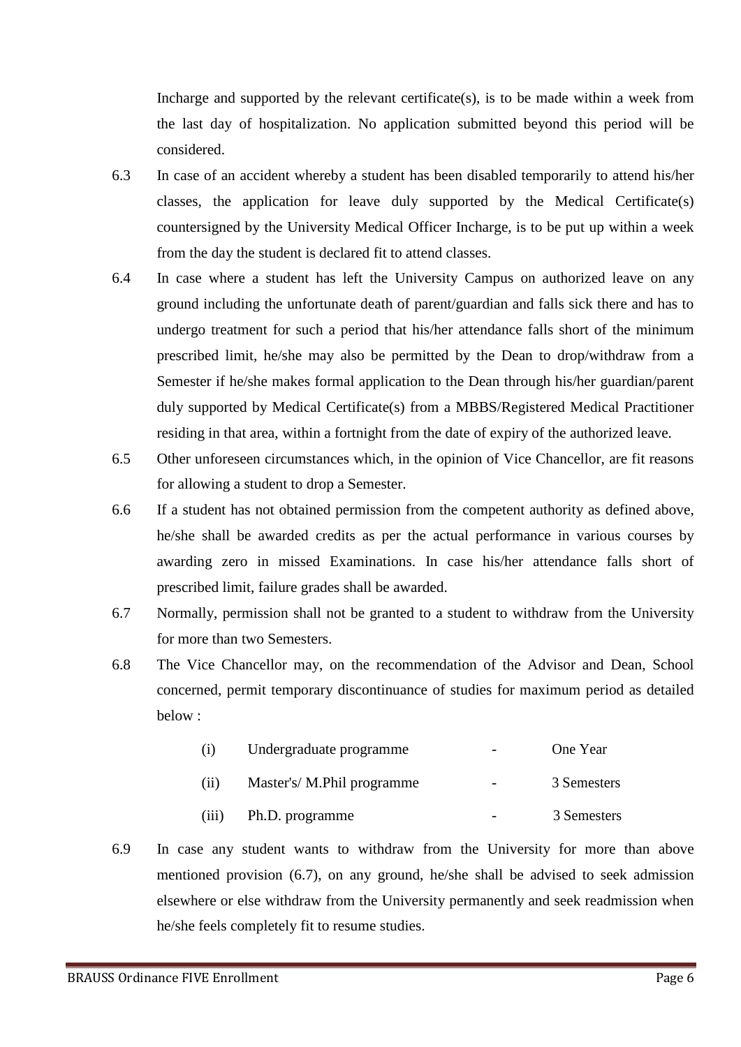Incharge and supported by the relevant certificate(s), is to be made within a week from the last day of hospitalization. No application submitted beyond this period will be considered.

6.3 In case of an accident whereby a student has been disabled temporarily to attend his/her classes, the application for leave duly supported by the Medical Certificate(s) countersigned by the University Medical Officer Incharge, is to be put up within a week from the day the student is declared fit to attend classes.

6.4 In case where a student has left the University Campus on authorized leave on any ground including the unfortunate death of parent/guardian and falls sick there and has to undergo treatment for such a period that his/her attendance falls short of the minimum prescribed limit, he/she may also be permitted by the Dean to drop/withdraw from a Semester if he/she makes formal application to the Dean through his/her guardian/parent duly supported by Medical Certificate(s) from a MBBS/Registered Medical Practitioner residing in that area, within a fortnight from the date of expiry of the authorized leave.

6.5 Other unforeseen circumstances which, in the opinion of Vice Chancellor, are fit reasons for allowing a student to drop a Semester.

6.6 If a student has not obtained permission from the competent authority as defined above, he/she shall be awarded credits as per the actual performance in various courses by awarding zero in missed Examinations. In case his/her attendance falls short of prescribed limit, failure grades shall be awarded.

6.7 Normally, permission shall not be granted to a student to withdraw from the University for more than two Semesters.

6.8 The Vice Chancellor may, on the recommendation of the Advisor and Dean, School concerned, permit temporary discontinuance of studies for maximum period as detailed below :

| | | | |
|---|---|---|---|
| (i) | Undergraduate programme | - | One Year |
| (ii) | Master's/ M.Phil programme | - | 3 Semesters |
| (iii) | Ph.D. programme | - | 3 Semesters |

6.9 In case any student wants to withdraw from the University for more than above mentioned provision (6.7), on any ground, he/she shall be advised to seek admission elsewhere or else withdraw from the University permanently and seek readmission when he/she feels completely fit to resume studies.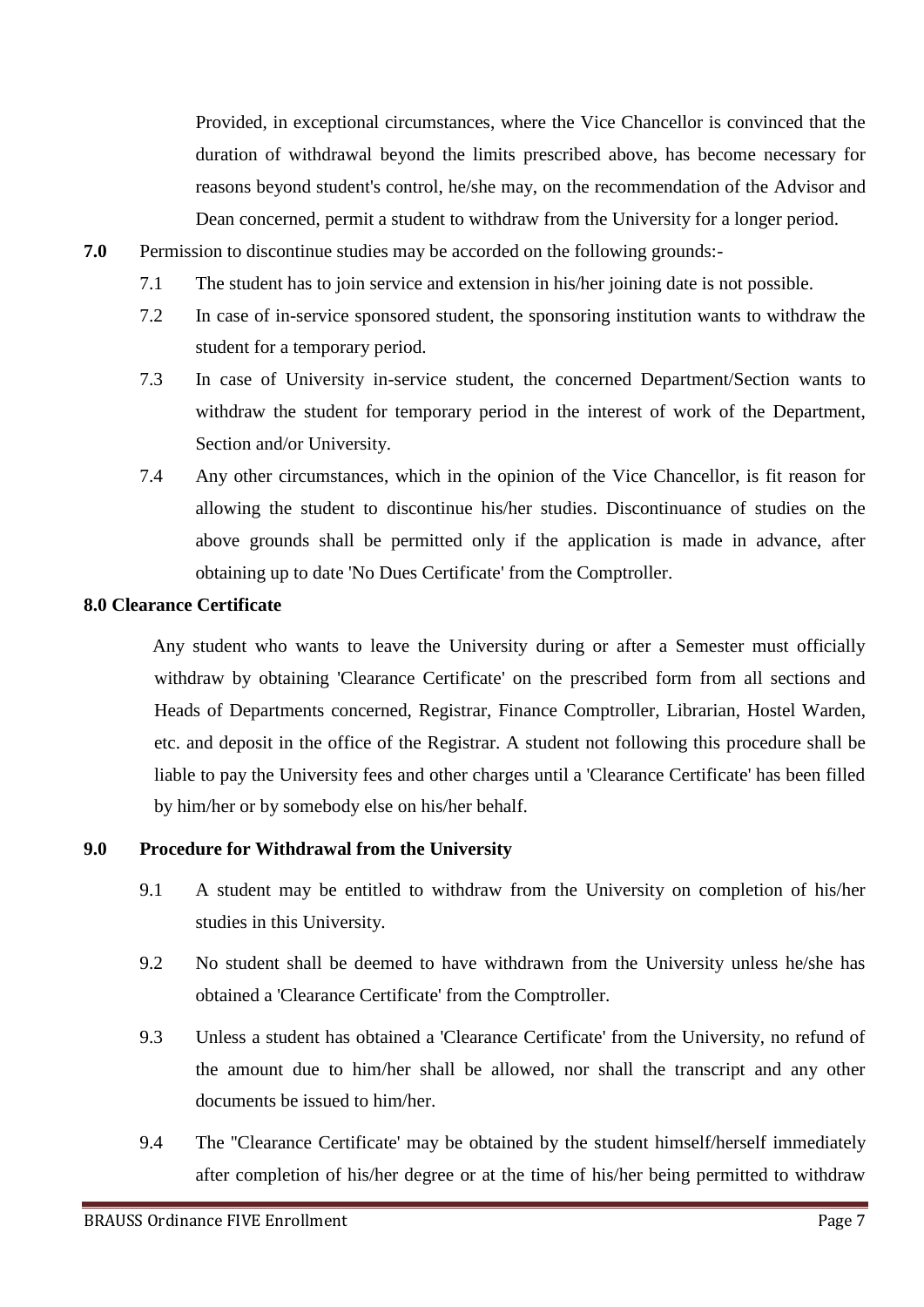Provided, in exceptional circumstances, where the Vice Chancellor is convinced that the duration of withdrawal beyond the limits prescribed above, has become necessary for reasons beyond student's control, he/she may, on the recommendation of the Advisor and Dean concerned, permit a student to withdraw from the University for a longer period.

**7.0** Permission to discontinue studies may be accorded on the following grounds:-

7.1 The student has to join service and extension in his/her joining date is not possible.

7.2 In case of in-service sponsored student, the sponsoring institution wants to withdraw the student for a temporary period.

7.3 In case of University in-service student, the concerned Department/Section wants to withdraw the student for temporary period in the interest of work of the Department, Section and/or University.

7.4 Any other circumstances, which in the opinion of the Vice Chancellor, is fit reason for allowing the student to discontinue his/her studies. Discontinuance of studies on the above grounds shall be permitted only if the application is made in advance, after obtaining up to date 'No Dues Certificate' from the Comptroller.

**8.0 Clearance Certificate**

Any student who wants to leave the University during or after a Semester must officially withdraw by obtaining 'Clearance Certificate' on the prescribed form from all sections and Heads of Departments concerned, Registrar, Finance Comptroller, Librarian, Hostel Warden, etc. and deposit in the office of the Registrar. A student not following this procedure shall be liable to pay the University fees and other charges until a 'Clearance Certificate' has been filled by him/her or by somebody else on his/her behalf.

**9.0 Procedure for Withdrawal from the University**

9.1 A student may be entitled to withdraw from the University on completion of his/her studies in this University.

9.2 No student shall be deemed to have withdrawn from the University unless he/she has obtained a 'Clearance Certificate' from the Comptroller.

9.3 Unless a student has obtained a 'Clearance Certificate' from the University, no refund of the amount due to him/her shall be allowed, nor shall the transcript and any other documents be issued to him/her.

9.4 The ''Clearance Certificate' may be obtained by the student himself/herself immediately after completion of his/her degree or at the time of his/her being permitted to withdraw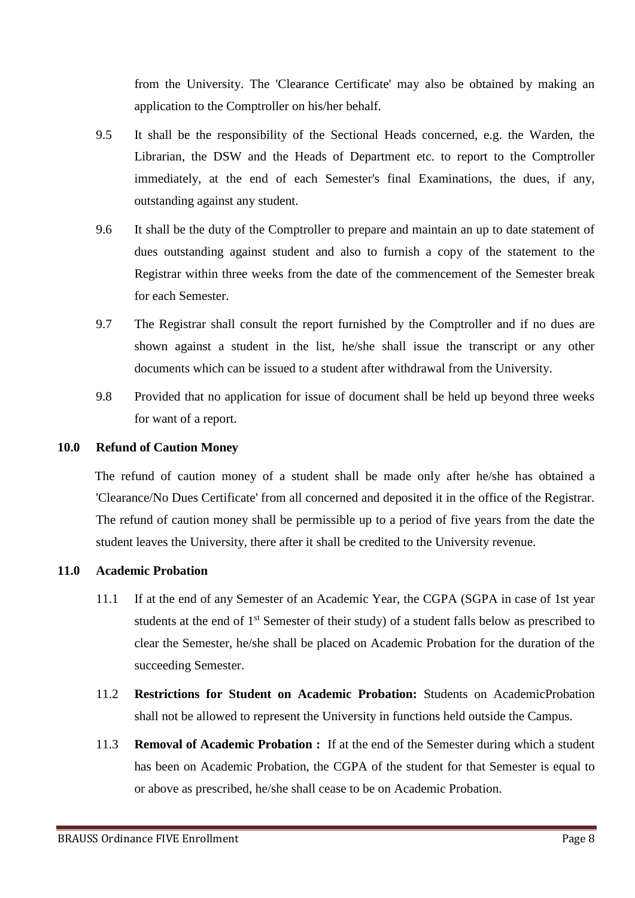from the University. The 'Clearance Certificate' may also be obtained by making an application to the Comptroller on his/her behalf.

9.5 It shall be the responsibility of the Sectional Heads concerned, e.g. the Warden, the Librarian, the DSW and the Heads of Department etc. to report to the Comptroller immediately, at the end of each Semester's final Examinations, the dues, if any, outstanding against any student.

9.6 It shall be the duty of the Comptroller to prepare and maintain an up to date statement of dues outstanding against student and also to furnish a copy of the statement to the Registrar within three weeks from the date of the commencement of the Semester break for each Semester.

9.7 The Registrar shall consult the report furnished by the Comptroller and if no dues are shown against a student in the list, he/she shall issue the transcript or any other documents which can be issued to a student after withdrawal from the University.

9.8 Provided that no application for issue of document shall be held up beyond three weeks for want of a report.

**10.0 Refund of Caution Money**

The refund of caution money of a student shall be made only after he/she has obtained a 'Clearance/No Dues Certificate' from all concerned and deposited it in the office of the Registrar. The refund of caution money shall be permissible up to a period of five years from the date the student leaves the University, there after it shall be credited to the University revenue.

**11.0 Academic Probation**

11.1 If at the end of any Semester of an Academic Year, the CGPA (SGPA in case of 1st year students at the end of 1st Semester of their study) of a student falls below as prescribed to clear the Semester, he/she shall be placed on Academic Probation for the duration of the succeeding Semester.

11.2 **Restrictions for Student on Academic Probation:** Students on AcademicProbation shall not be allowed to represent the University in functions held outside the Campus.

11.3 **Removal of Academic Probation :** If at the end of the Semester during which a student has been on Academic Probation, the CGPA of the student for that Semester is equal to or above as prescribed, he/she shall cease to be on Academic Probation.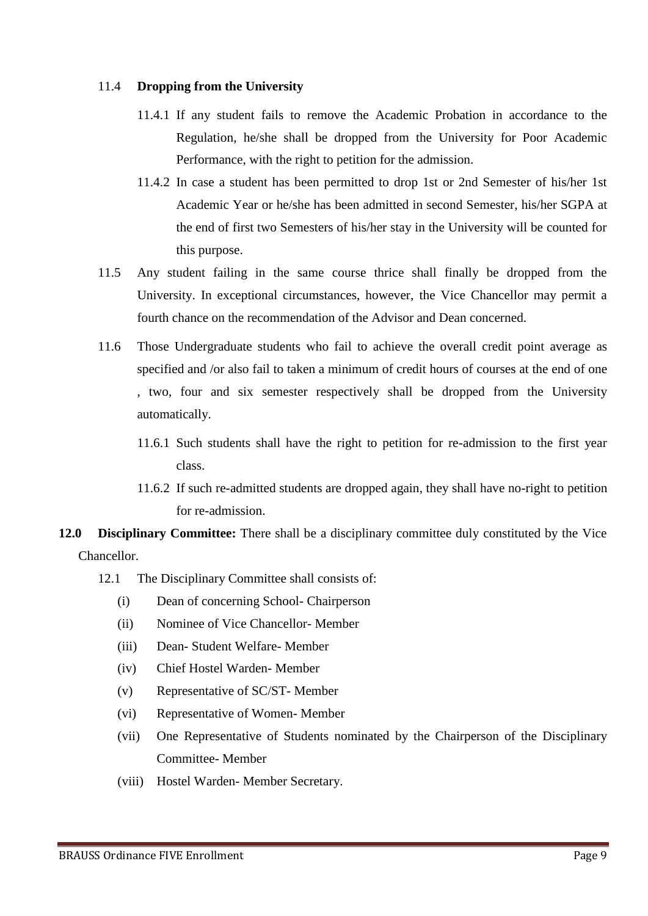11.4 **Dropping from the University**

11.4.1 If any student fails to remove the Academic Probation in accordance to the Regulation, he/she shall be dropped from the University for Poor Academic Performance, with the right to petition for the admission.

11.4.2 In case a student has been permitted to drop 1st or 2nd Semester of his/her 1st Academic Year or he/she has been admitted in second Semester, his/her SGPA at the end of first two Semesters of his/her stay in the University will be counted for this purpose.

11.5 Any student failing in the same course thrice shall finally be dropped from the University. In exceptional circumstances, however, the Vice Chancellor may permit a fourth chance on the recommendation of the Advisor and Dean concerned.

11.6 Those Undergraduate students who fail to achieve the overall credit point average as specified and /or also fail to taken a minimum of credit hours of courses at the end of one , two, four and six semester respectively shall be dropped from the University automatically.

11.6.1 Such students shall have the right to petition for re-admission to the first year class.

11.6.2 If such re-admitted students are dropped again, they shall have no-right to petition for re-admission.

**12.0 Disciplinary Committee:** There shall be a disciplinary committee duly constituted by the Vice Chancellor.

12.1 The Disciplinary Committee shall consists of:

(i) Dean of concerning School- Chairperson

(ii) Nominee of Vice Chancellor- Member

(iii) Dean- Student Welfare- Member

(iv) Chief Hostel Warden- Member

(v) Representative of SC/ST- Member

(vi) Representative of Women- Member

(vii) One Representative of Students nominated by the Chairperson of the Disciplinary Committee- Member

(viii) Hostel Warden- Member Secretary.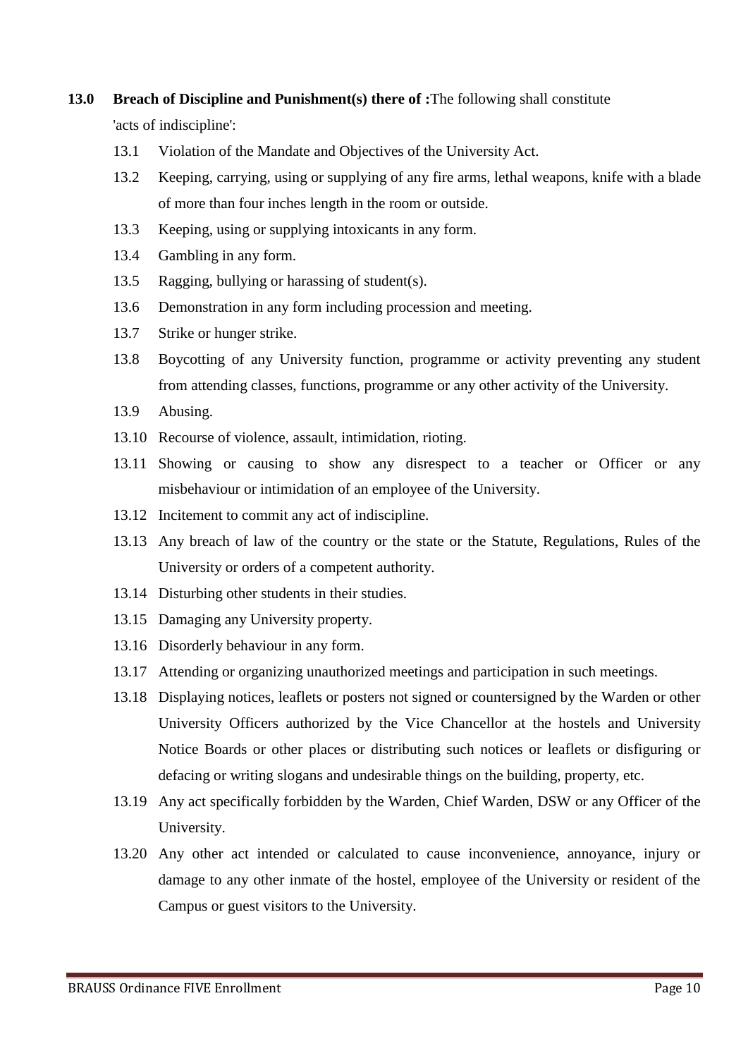**13.0 Breach of Discipline and Punishment(s) there of :** The following shall constitute 'acts of indiscipline':

13.1 Violation of the Mandate and Objectives of the University Act.

13.2 Keeping, carrying, using or supplying of any fire arms, lethal weapons, knife with a blade of more than four inches length in the room or outside.

13.3 Keeping, using or supplying intoxicants in any form.

13.4 Gambling in any form.

13.5 Ragging, bullying or harassing of student(s).

13.6 Demonstration in any form including procession and meeting.

13.7 Strike or hunger strike.

13.8 Boycotting of any University function, programme or activity preventing any student from attending classes, functions, programme or any other activity of the University.

13.9 Abusing.

13.10 Recourse of violence, assault, intimidation, rioting.

13.11 Showing or causing to show any disrespect to a teacher or Officer or any misbehaviour or intimidation of an employee of the University.

13.12 Incitement to commit any act of indiscipline.

13.13 Any breach of law of the country or the state or the Statute, Regulations, Rules of the University or orders of a competent authority.

13.14 Disturbing other students in their studies.

13.15 Damaging any University property.

13.16 Disorderly behaviour in any form.

13.17 Attending or organizing unauthorized meetings and participation in such meetings.

13.18 Displaying notices, leaflets or posters not signed or countersigned by the Warden or other University Officers authorized by the Vice Chancellor at the hostels and University Notice Boards or other places or distributing such notices or leaflets or disfiguring or defacing or writing slogans and undesirable things on the building, property, etc.

13.19 Any act specifically forbidden by the Warden, Chief Warden, DSW or any Officer of the University.

13.20 Any other act intended or calculated to cause inconvenience, annoyance, injury or damage to any other inmate of the hostel, employee of the University or resident of the Campus or guest visitors to the University.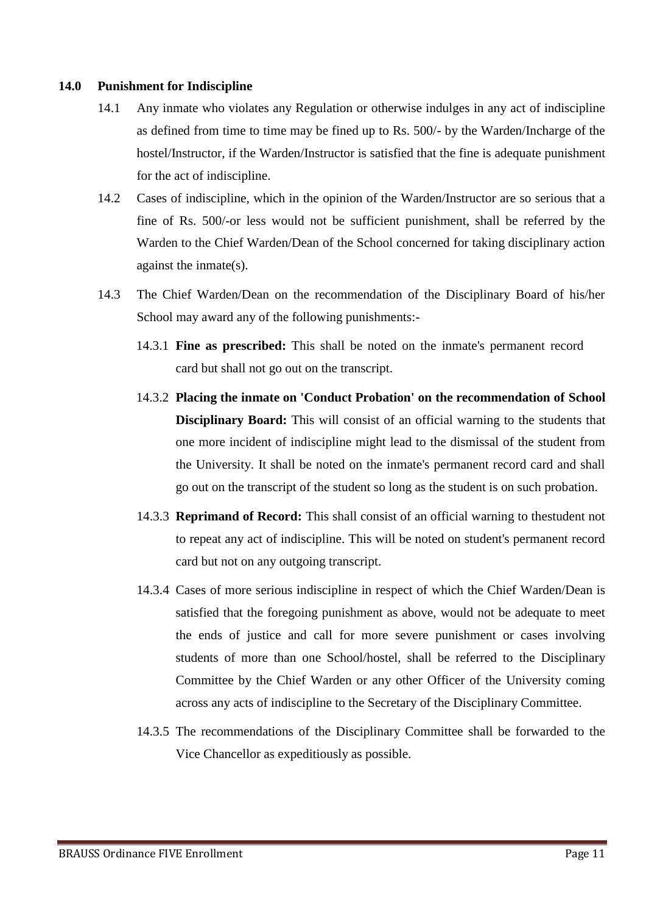## 14.0 Punishment for Indiscipline

14.1 Any inmate who violates any Regulation or otherwise indulges in any act of indiscipline as defined from time to time may be fined up to Rs. 500/- by the Warden/Incharge of the hostel/Instructor, if the Warden/Instructor is satisfied that the fine is adequate punishment for the act of indiscipline.

14.2 Cases of indiscipline, which in the opinion of the Warden/Instructor are so serious that a fine of Rs. 500/-or less would not be sufficient punishment, shall be referred by the Warden to the Chief Warden/Dean of the School concerned for taking disciplinary action against the inmate(s).

14.3 The Chief Warden/Dean on the recommendation of the Disciplinary Board of his/her School may award any of the following punishments:-

14.3.1 **Fine as prescribed:** This shall be noted on the inmate's permanent record card but shall not go out on the transcript.

14.3.2 **Placing the inmate on 'Conduct Probation' on the recommendation of School Disciplinary Board:** This will consist of an official warning to the students that one more incident of indiscipline might lead to the dismissal of the student from the University. It shall be noted on the inmate's permanent record card and shall go out on the transcript of the student so long as the student is on such probation.

14.3.3 **Reprimand of Record:** This shall consist of an official warning to thestudent not to repeat any act of indiscipline. This will be noted on student's permanent record card but not on any outgoing transcript.

14.3.4 Cases of more serious indiscipline in respect of which the Chief Warden/Dean is satisfied that the foregoing punishment as above, would not be adequate to meet the ends of justice and call for more severe punishment or cases involving students of more than one School/hostel, shall be referred to the Disciplinary Committee by the Chief Warden or any other Officer of the University coming across any acts of indiscipline to the Secretary of the Disciplinary Committee.

14.3.5 The recommendations of the Disciplinary Committee shall be forwarded to the Vice Chancellor as expeditiously as possible.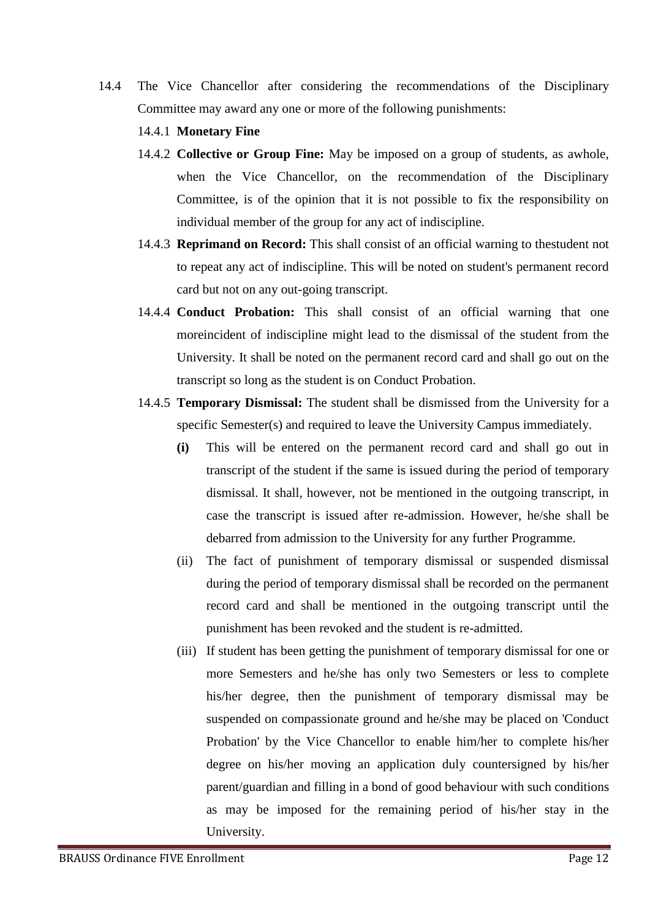14.4 The Vice Chancellor after considering the recommendations of the Disciplinary Committee may award any one or more of the following punishments:

14.4.1 **Monetary Fine**

14.4.2 **Collective or Group Fine:** May be imposed on a group of students, as awhole, when the Vice Chancellor, on the recommendation of the Disciplinary Committee, is of the opinion that it is not possible to fix the responsibility on individual member of the group for any act of indiscipline.

14.4.3 **Reprimand on Record:** This shall consist of an official warning to thestudent not to repeat any act of indiscipline. This will be noted on student's permanent record card but not on any out-going transcript.

14.4.4 **Conduct Probation:** This shall consist of an official warning that one moreincident of indiscipline might lead to the dismissal of the student from the University. It shall be noted on the permanent record card and shall go out on the transcript so long as the student is on Conduct Probation.

14.4.5 **Temporary Dismissal:** The student shall be dismissed from the University for a specific Semester(s) and required to leave the University Campus immediately.

**(i)** This will be entered on the permanent record card and shall go out in transcript of the student if the same is issued during the period of temporary dismissal. It shall, however, not be mentioned in the outgoing transcript, in case the transcript is issued after re-admission. However, he/she shall be debarred from admission to the University for any further Programme.

(ii) The fact of punishment of temporary dismissal or suspended dismissal during the period of temporary dismissal shall be recorded on the permanent record card and shall be mentioned in the outgoing transcript until the punishment has been revoked and the student is re-admitted.

(iii) If student has been getting the punishment of temporary dismissal for one or more Semesters and he/she has only two Semesters or less to complete his/her degree, then the punishment of temporary dismissal may be suspended on compassionate ground and he/she may be placed on 'Conduct Probation' by the Vice Chancellor to enable him/her to complete his/her degree on his/her moving an application duly countersigned by his/her parent/guardian and filling in a bond of good behaviour with such conditions as may be imposed for the remaining period of his/her stay in the University.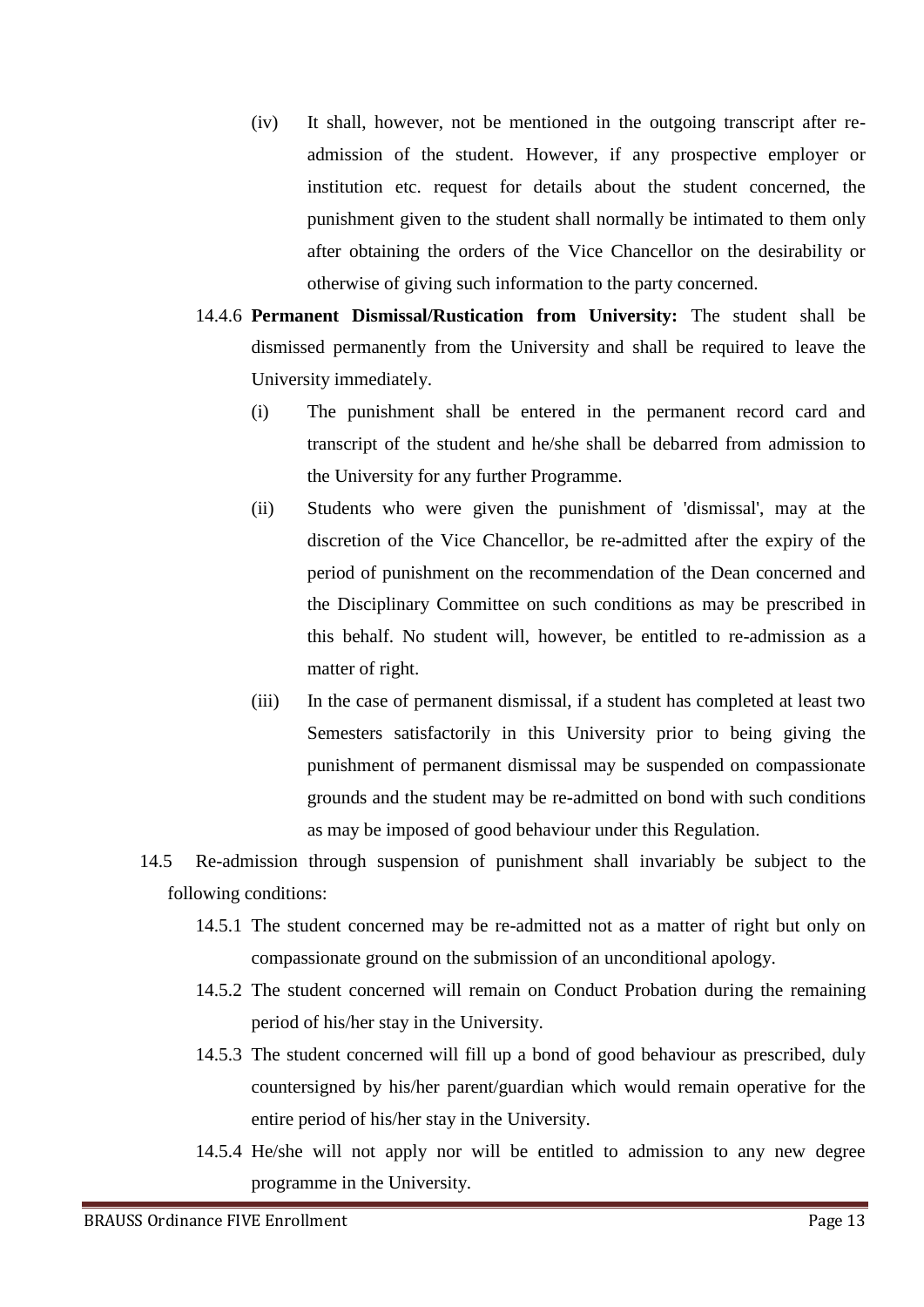(iv) It shall, however, not be mentioned in the outgoing transcript after re-admission of the student. However, if any prospective employer or institution etc. request for details about the student concerned, the punishment given to the student shall normally be intimated to them only after obtaining the orders of the Vice Chancellor on the desirability or otherwise of giving such information to the party concerned.

14.4.6 **Permanent Dismissal/Rustication from University:** The student shall be dismissed permanently from the University and shall be required to leave the University immediately.

(i) The punishment shall be entered in the permanent record card and transcript of the student and he/she shall be debarred from admission to the University for any further Programme.

(ii) Students who were given the punishment of 'dismissal', may at the discretion of the Vice Chancellor, be re-admitted after the expiry of the period of punishment on the recommendation of the Dean concerned and the Disciplinary Committee on such conditions as may be prescribed in this behalf. No student will, however, be entitled to re-admission as a matter of right.

(iii) In the case of permanent dismissal, if a student has completed at least two Semesters satisfactorily in this University prior to being giving the punishment of permanent dismissal may be suspended on compassionate grounds and the student may be re-admitted on bond with such conditions as may be imposed of good behaviour under this Regulation.

14.5 Re-admission through suspension of punishment shall invariably be subject to the following conditions:

14.5.1 The student concerned may be re-admitted not as a matter of right but only on compassionate ground on the submission of an unconditional apology.

14.5.2 The student concerned will remain on Conduct Probation during the remaining period of his/her stay in the University.

14.5.3 The student concerned will fill up a bond of good behaviour as prescribed, duly countersigned by his/her parent/guardian which would remain operative for the entire period of his/her stay in the University.

14.5.4 He/she will not apply nor will be entitled to admission to any new degree programme in the University.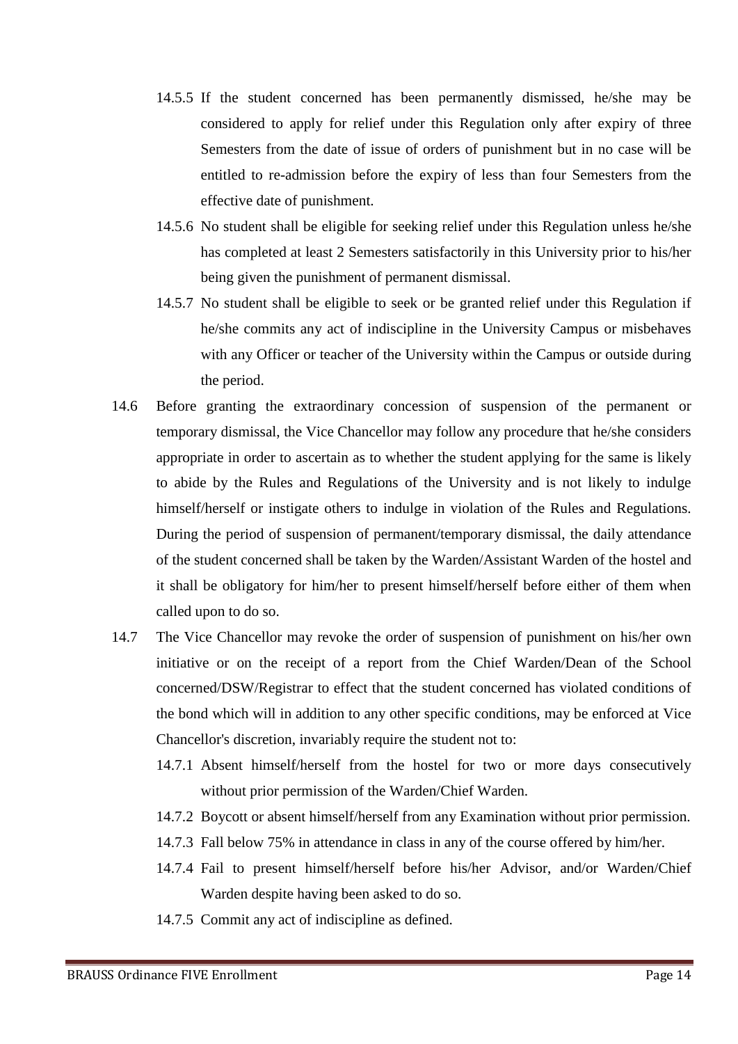14.5.5 If the student concerned has been permanently dismissed, he/she may be considered to apply for relief under this Regulation only after expiry of three Semesters from the date of issue of orders of punishment but in no case will be entitled to re-admission before the expiry of less than four Semesters from the effective date of punishment.

14.5.6 No student shall be eligible for seeking relief under this Regulation unless he/she has completed at least 2 Semesters satisfactorily in this University prior to his/her being given the punishment of permanent dismissal.

14.5.7 No student shall be eligible to seek or be granted relief under this Regulation if he/she commits any act of indiscipline in the University Campus or misbehaves with any Officer or teacher of the University within the Campus or outside during the period.

14.6 Before granting the extraordinary concession of suspension of the permanent or temporary dismissal, the Vice Chancellor may follow any procedure that he/she considers appropriate in order to ascertain as to whether the student applying for the same is likely to abide by the Rules and Regulations of the University and is not likely to indulge himself/herself or instigate others to indulge in violation of the Rules and Regulations. During the period of suspension of permanent/temporary dismissal, the daily attendance of the student concerned shall be taken by the Warden/Assistant Warden of the hostel and it shall be obligatory for him/her to present himself/herself before either of them when called upon to do so.

14.7 The Vice Chancellor may revoke the order of suspension of punishment on his/her own initiative or on the receipt of a report from the Chief Warden/Dean of the School concerned/DSW/Registrar to effect that the student concerned has violated conditions of the bond which will in addition to any other specific conditions, may be enforced at Vice Chancellor's discretion, invariably require the student not to:

14.7.1 Absent himself/herself from the hostel for two or more days consecutively without prior permission of the Warden/Chief Warden.

14.7.2 Boycott or absent himself/herself from any Examination without prior permission.

14.7.3 Fall below 75% in attendance in class in any of the course offered by him/her.

14.7.4 Fail to present himself/herself before his/her Advisor, and/or Warden/Chief Warden despite having been asked to do so.

14.7.5 Commit any act of indiscipline as defined.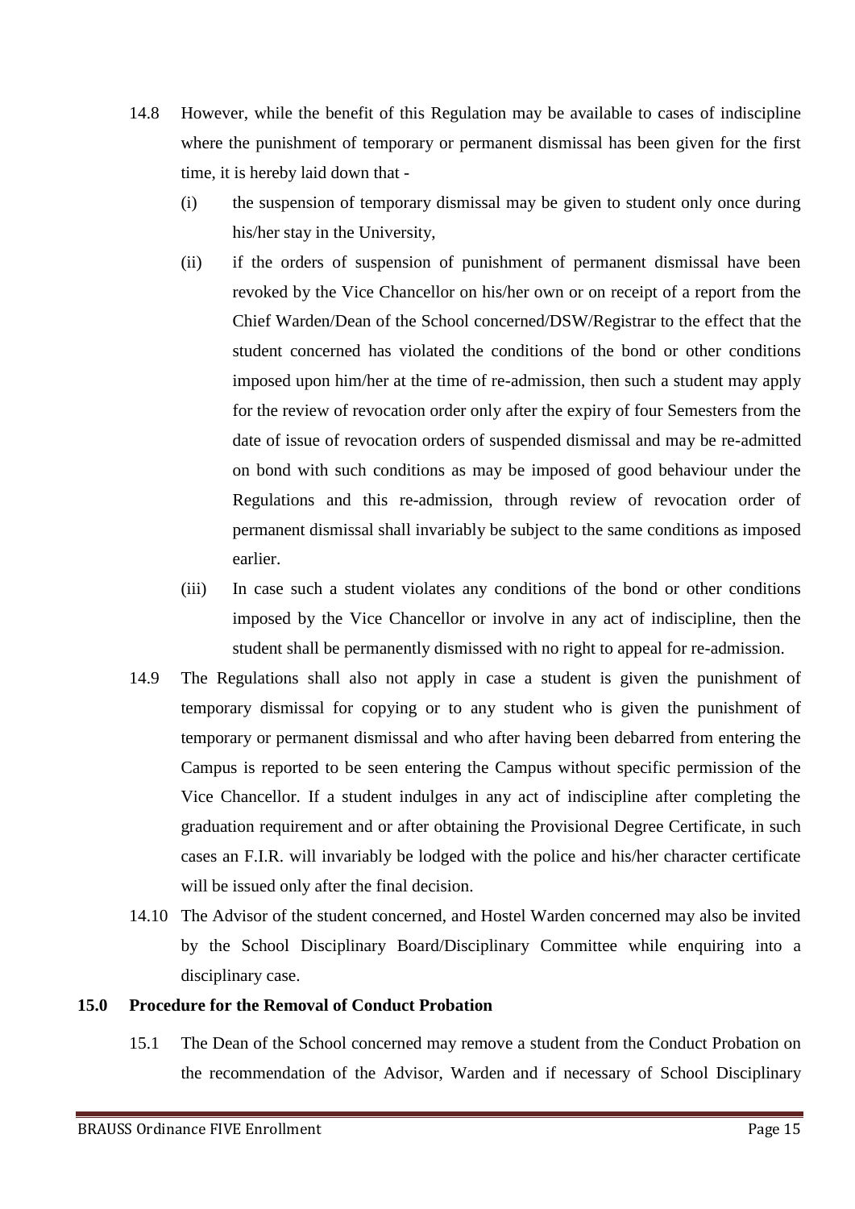14.8 However, while the benefit of this Regulation may be available to cases of indiscipline where the punishment of temporary or permanent dismissal has been given for the first time, it is hereby laid down that -

(i) the suspension of temporary dismissal may be given to student only once during his/her stay in the University,

(ii) if the orders of suspension of punishment of permanent dismissal have been revoked by the Vice Chancellor on his/her own or on receipt of a report from the Chief Warden/Dean of the School concerned/DSW/Registrar to the effect that the student concerned has violated the conditions of the bond or other conditions imposed upon him/her at the time of re-admission, then such a student may apply for the review of revocation order only after the expiry of four Semesters from the date of issue of revocation orders of suspended dismissal and may be re-admitted on bond with such conditions as may be imposed of good behaviour under the Regulations and this re-admission, through review of revocation order of permanent dismissal shall invariably be subject to the same conditions as imposed earlier.

(iii) In case such a student violates any conditions of the bond or other conditions imposed by the Vice Chancellor or involve in any act of indiscipline, then the student shall be permanently dismissed with no right to appeal for re-admission.

14.9 The Regulations shall also not apply in case a student is given the punishment of temporary dismissal for copying or to any student who is given the punishment of temporary or permanent dismissal and who after having been debarred from entering the Campus is reported to be seen entering the Campus without specific permission of the Vice Chancellor. If a student indulges in any act of indiscipline after completing the graduation requirement and or after obtaining the Provisional Degree Certificate, in such cases an F.I.R. will invariably be lodged with the police and his/her character certificate will be issued only after the final decision.

14.10 The Advisor of the student concerned, and Hostel Warden concerned may also be invited by the School Disciplinary Board/Disciplinary Committee while enquiring into a disciplinary case.

## 15.0 Procedure for the Removal of Conduct Probation

15.1 The Dean of the School concerned may remove a student from the Conduct Probation on the recommendation of the Advisor, Warden and if necessary of School Disciplinary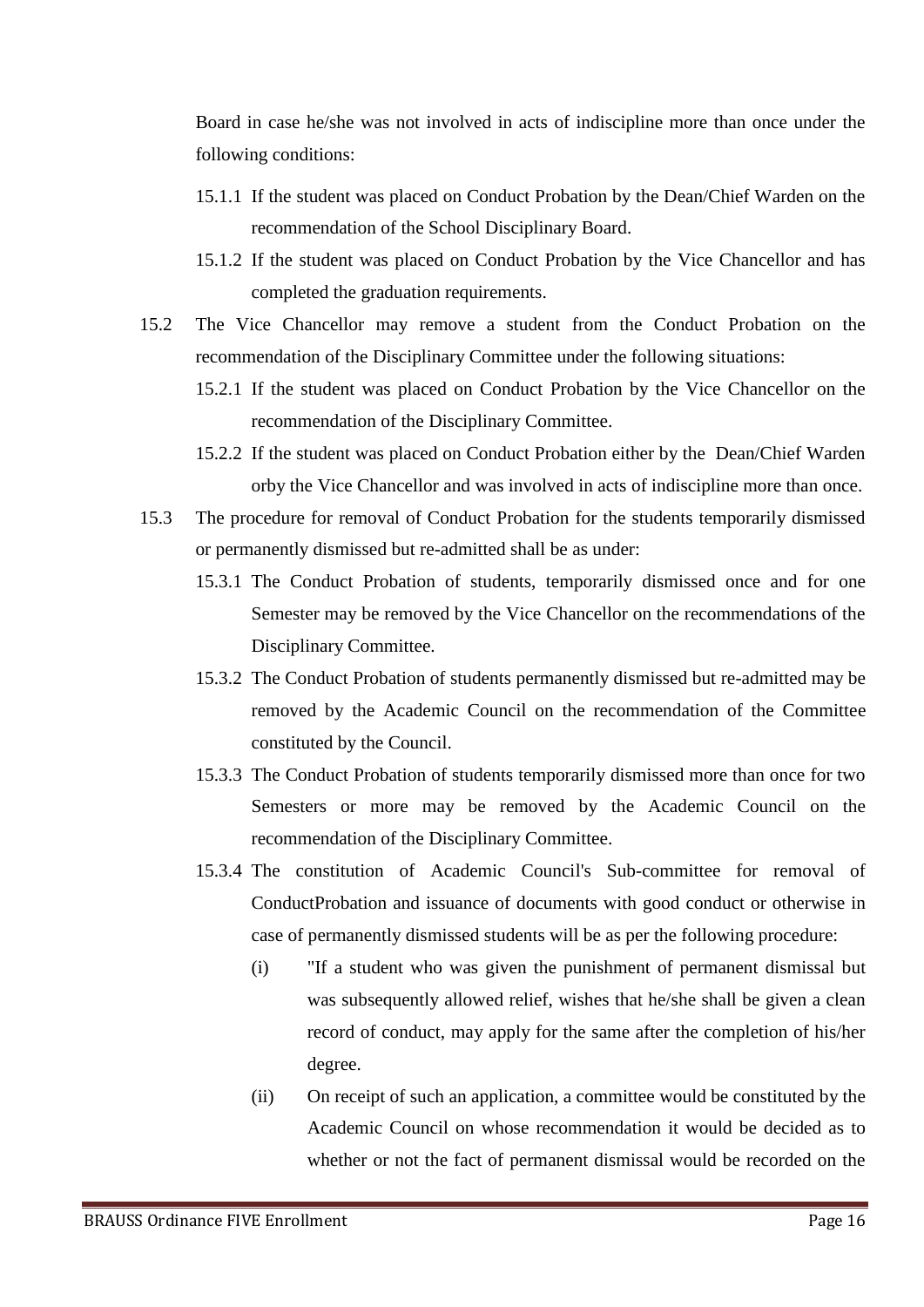Board in case he/she was not involved in acts of indiscipline more than once under the following conditions:

15.1.1 If the student was placed on Conduct Probation by the Dean/Chief Warden on the recommendation of the School Disciplinary Board.

15.1.2 If the student was placed on Conduct Probation by the Vice Chancellor and has completed the graduation requirements.

15.2 The Vice Chancellor may remove a student from the Conduct Probation on the recommendation of the Disciplinary Committee under the following situations:

15.2.1 If the student was placed on Conduct Probation by the Vice Chancellor on the recommendation of the Disciplinary Committee.

15.2.2 If the student was placed on Conduct Probation either by the Dean/Chief Warden orby the Vice Chancellor and was involved in acts of indiscipline more than once.

15.3 The procedure for removal of Conduct Probation for the students temporarily dismissed or permanently dismissed but re-admitted shall be as under:

15.3.1 The Conduct Probation of students, temporarily dismissed once and for one Semester may be removed by the Vice Chancellor on the recommendations of the Disciplinary Committee.

15.3.2 The Conduct Probation of students permanently dismissed but re-admitted may be removed by the Academic Council on the recommendation of the Committee constituted by the Council.

15.3.3 The Conduct Probation of students temporarily dismissed more than once for two Semesters or more may be removed by the Academic Council on the recommendation of the Disciplinary Committee.

15.3.4 The constitution of Academic Council's Sub-committee for removal of ConductProbation and issuance of documents with good conduct or otherwise in case of permanently dismissed students will be as per the following procedure:

(i) "If a student who was given the punishment of permanent dismissal but was subsequently allowed relief, wishes that he/she shall be given a clean record of conduct, may apply for the same after the completion of his/her degree.

(ii) On receipt of such an application, a committee would be constituted by the Academic Council on whose recommendation it would be decided as to whether or not the fact of permanent dismissal would be recorded on the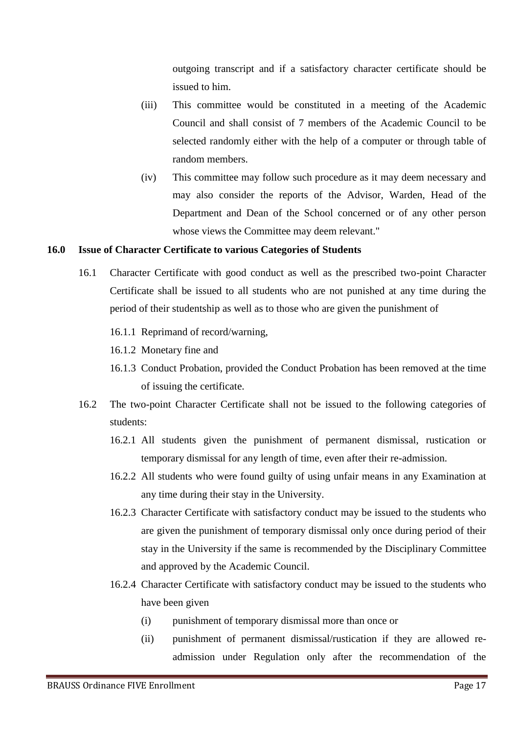outgoing transcript and if a satisfactory character certificate should be issued to him.

(iii) This committee would be constituted in a meeting of the Academic Council and shall consist of 7 members of the Academic Council to be selected randomly either with the help of a computer or through table of random members.

(iv) This committee may follow such procedure as it may deem necessary and may also consider the reports of the Advisor, Warden, Head of the Department and Dean of the School concerned or of any other person whose views the Committee may deem relevant."

## 16.0 Issue of Character Certificate to various Categories of Students

16.1 Character Certificate with good conduct as well as the prescribed two-point Character Certificate shall be issued to all students who are not punished at any time during the period of their studentship as well as to those who are given the punishment of

16.1.1 Reprimand of record/warning,

16.1.2 Monetary fine and

16.1.3 Conduct Probation, provided the Conduct Probation has been removed at the time of issuing the certificate.

16.2 The two-point Character Certificate shall not be issued to the following categories of students:

16.2.1 All students given the punishment of permanent dismissal, rustication or temporary dismissal for any length of time, even after their re-admission.

16.2.2 All students who were found guilty of using unfair means in any Examination at any time during their stay in the University.

16.2.3 Character Certificate with satisfactory conduct may be issued to the students who are given the punishment of temporary dismissal only once during period of their stay in the University if the same is recommended by the Disciplinary Committee and approved by the Academic Council.

16.2.4 Character Certificate with satisfactory conduct may be issued to the students who have been given

(i) punishment of temporary dismissal more than once or

(ii) punishment of permanent dismissal/rustication if they are allowed re-admission under Regulation only after the recommendation of the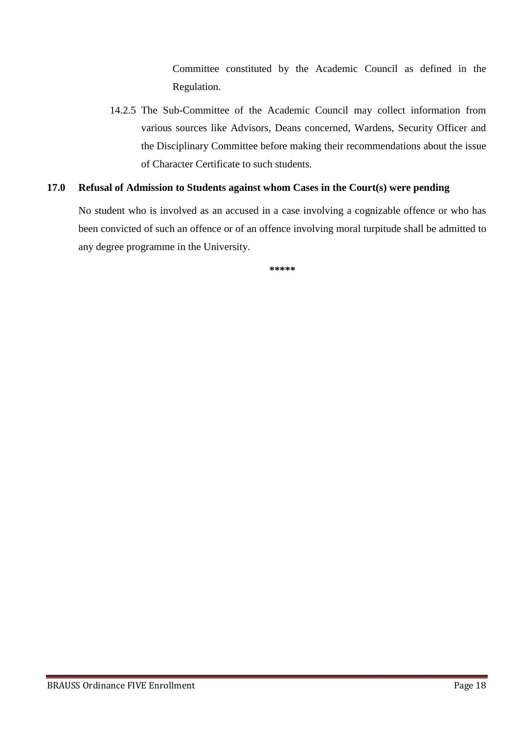Committee constituted by the Academic Council as defined in the Regulation.

14.2.5 The Sub-Committee of the Academic Council may collect information from various sources like Advisors, Deans concerned, Wardens, Security Officer and the Disciplinary Committee before making their recommendations about the issue of Character Certificate to such students.

## 17.0 Refusal of Admission to Students against whom Cases in the Court(s) were pending

No student who is involved as an accused in a case involving a cognizable offence or who has been convicted of such an offence or of an offence involving moral turpitude shall be admitted to any degree programme in the University.

*****